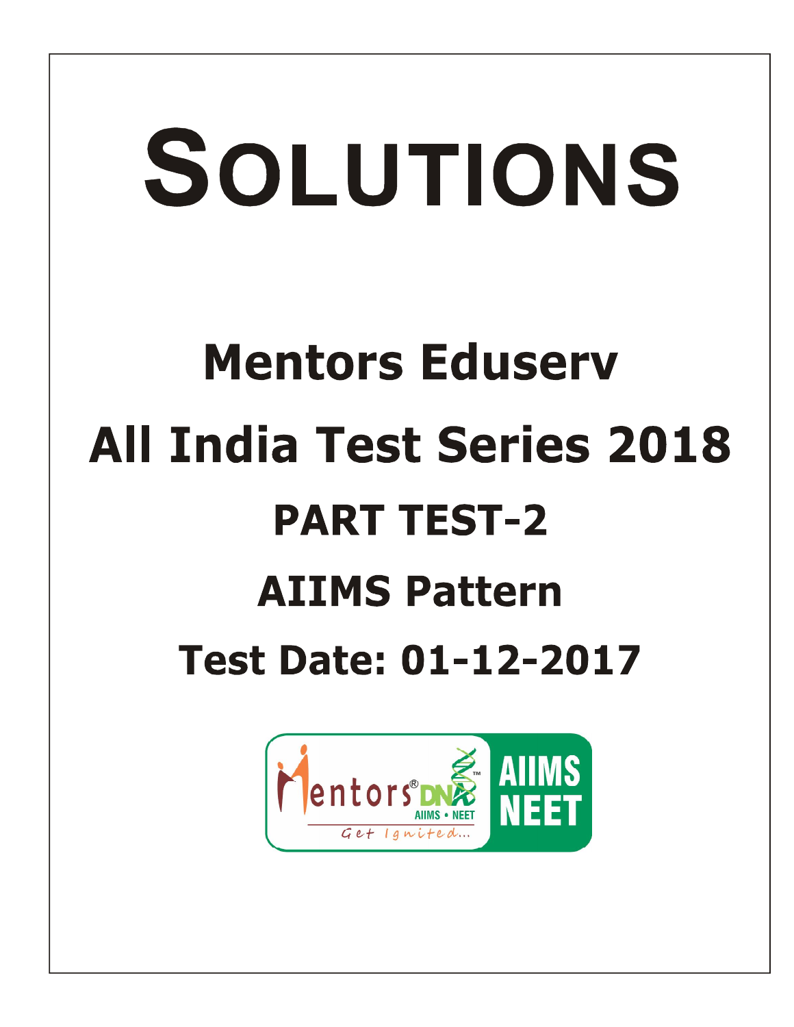# SOLUTIONS

## Mentors Eduserv

## All India Test Series 2018

## PART TEST-2

## AIIMS Pattern

## Test Date: 01-12-2017

Mentors® DNA AIIMS • NEET Get Ignited... AIIMS NEET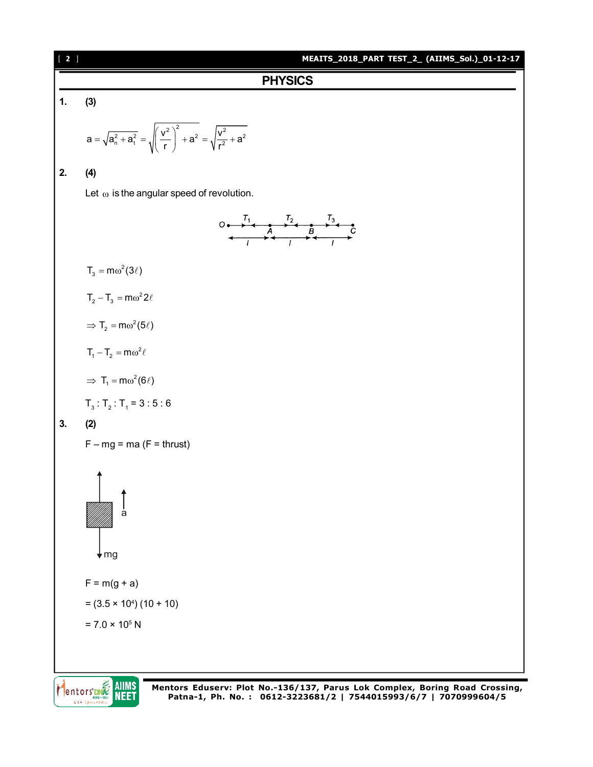## PHYSICS

**1.** **(3)**

$$a = \sqrt{a_n^2 + a_t^2} = \sqrt{\left(\frac{v^2}{r}\right)^2 + a^2} = \sqrt{\frac{v^2}{r^2} + a^2}$$

**2.** **(4)**

Let $\omega$ is the angular speed of revolution.

$$T_3 = m\omega^2(3\ell)$$

$$T_2 - T_3 = m\omega^2 2\ell$$

$$\Rightarrow T_2 = m\omega^2(5\ell)$$

$$T_1 - T_2 = m\omega^2\ell$$

$$\Rightarrow T_1 = m\omega^2(6\ell)$$

$T_3 : T_2 : T_1 = 3 : 5 : 6$

**3.** **(2)**

F – mg = ma (F = thrust)

F = m(g + a)

= $(3.5 \times 10^4)(10 + 10)$

= $7.0 \times 10^5$ N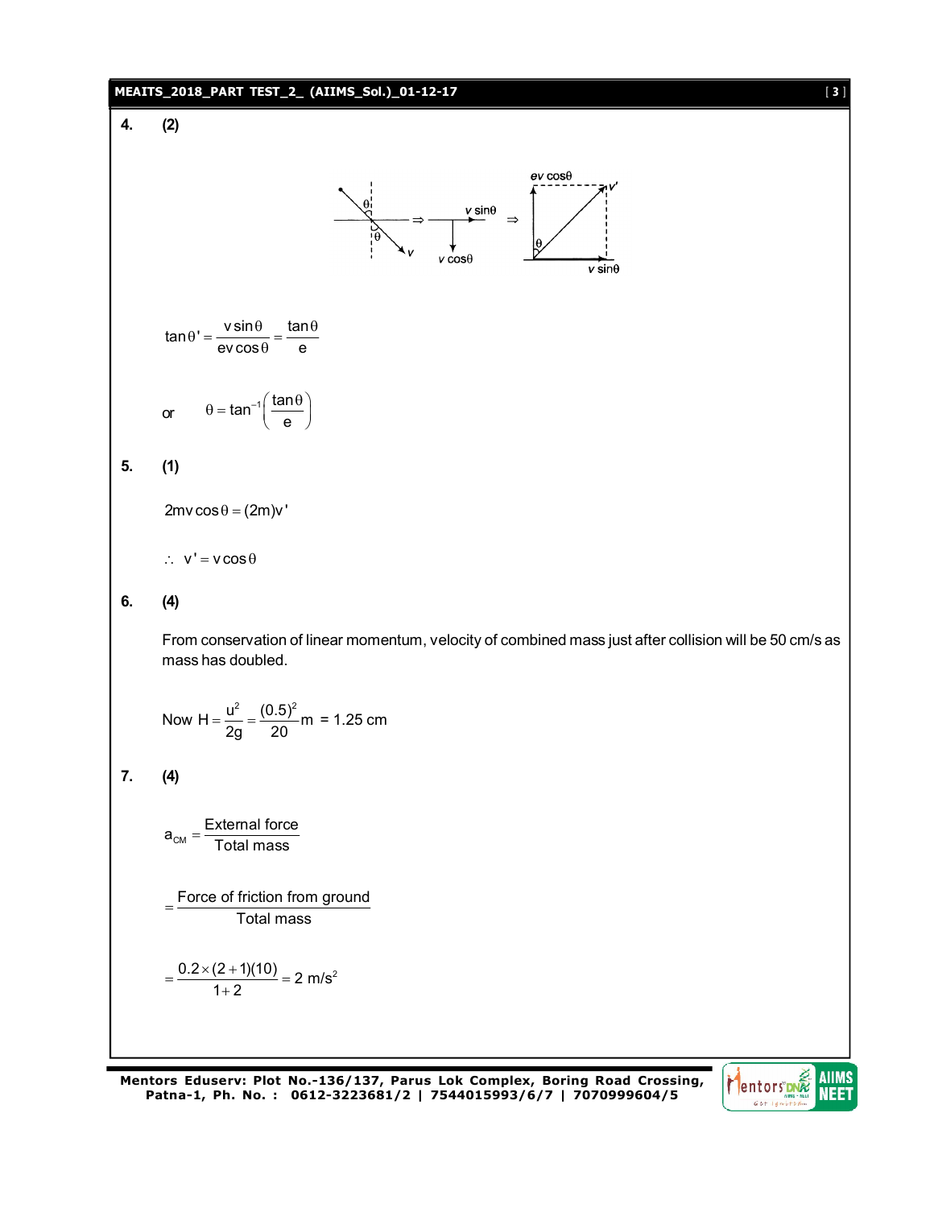**4. (2)**

$$\tan\theta' = \frac{v\sin\theta}{ev\cos\theta} = \frac{\tan\theta}{e}$$

or $\quad \theta = \tan^{-1}\left(\frac{\tan\theta}{e}\right)$

**5. (1)**

$$2mv\cos\theta = (2m)v'$$

$\therefore \; v' = v\cos\theta$

**6. (4)**

From conservation of linear momentum, velocity of combined mass just after collision will be 50 cm/s as mass has doubled.

Now $H = \frac{u^2}{2g} = \frac{(0.5)^2}{20}m$ = 1.25 cm

**7. (4)**

$$a_{CM} = \frac{\text{External force}}{\text{Total mass}}$$

$$= \frac{\text{Force of friction from groud}}{\text{Total mass}}$$

$$= \frac{0.2 \times (2+1)(10)}{1+2} = 2 \text{ m/s}^2$$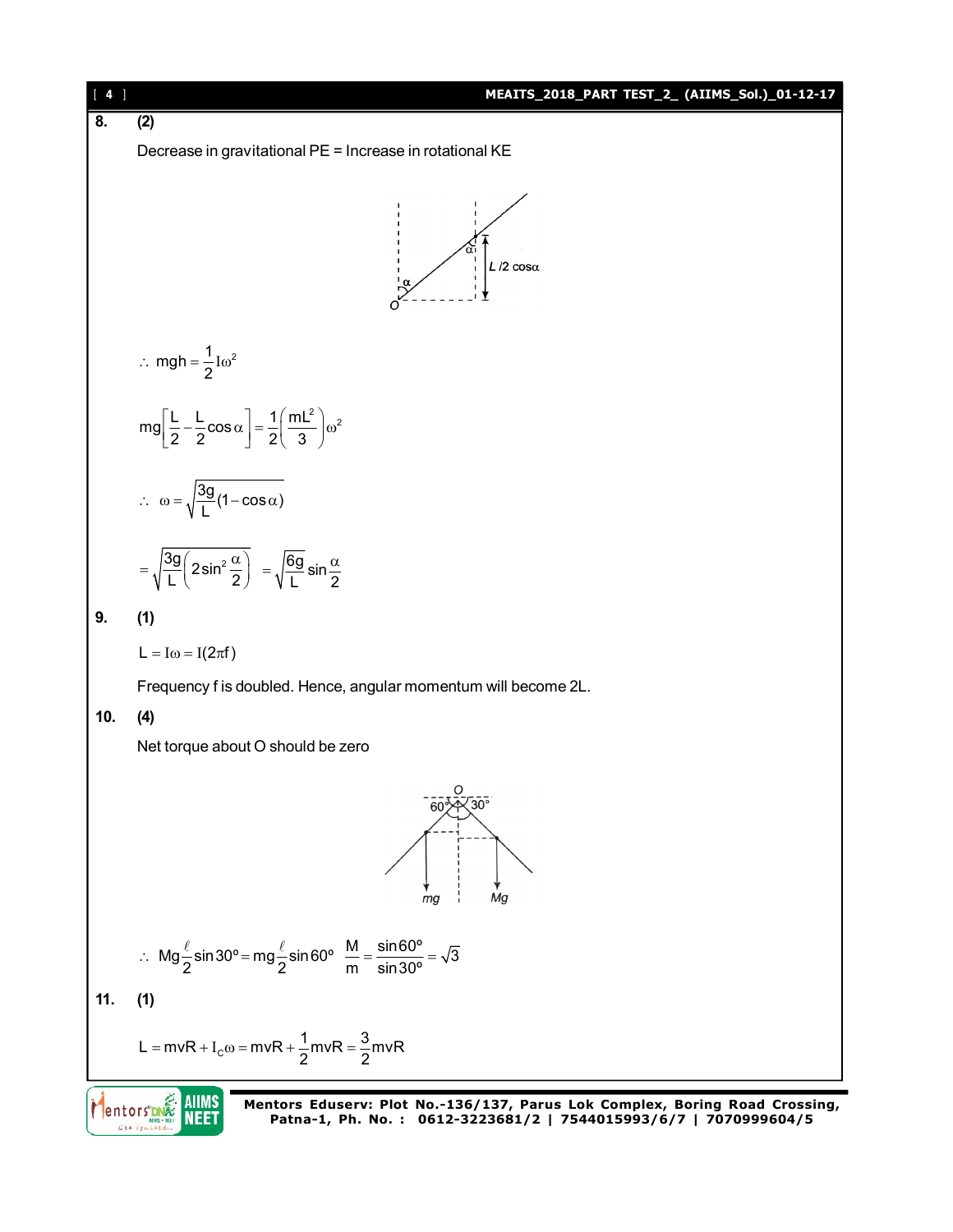**8. (2)**

Decrease in gravitational PE = Increase in rotational KE

$\therefore \; mgh = \frac{1}{2} I\omega^2$

$$mg\left[\frac{L}{2} - \frac{L}{2}\cos\alpha\right] = \frac{1}{2}\left(\frac{mL^2}{3}\right)\omega^2$$

$$\therefore \; \omega = \sqrt{\frac{3g}{L}(1-\cos\alpha)}$$

$$= \sqrt{\frac{3g}{L}\left(2\sin^2\frac{\alpha}{2}\right)} \; = \sqrt{\frac{6g}{L}}\sin\frac{\alpha}{2}$$

**9. (1)**

$L = I\omega = I(2\pi f)$

Frequency f is doubled. Hence, angular momentum will become 2L.

**10. (4)**

Net torque about O should be zero

$$\therefore \; Mg\frac{\ell}{2}\sin 30^\circ = mg\frac{\ell}{2}\sin 60^\circ \quad \frac{M}{m} = \frac{\sin 60^\circ}{\sin 30^\circ} = \sqrt{3}$$

**11. (1)**

$$L = mvR + I_C\omega = mvR + \frac{1}{2}mvR = \frac{3}{2}mvR$$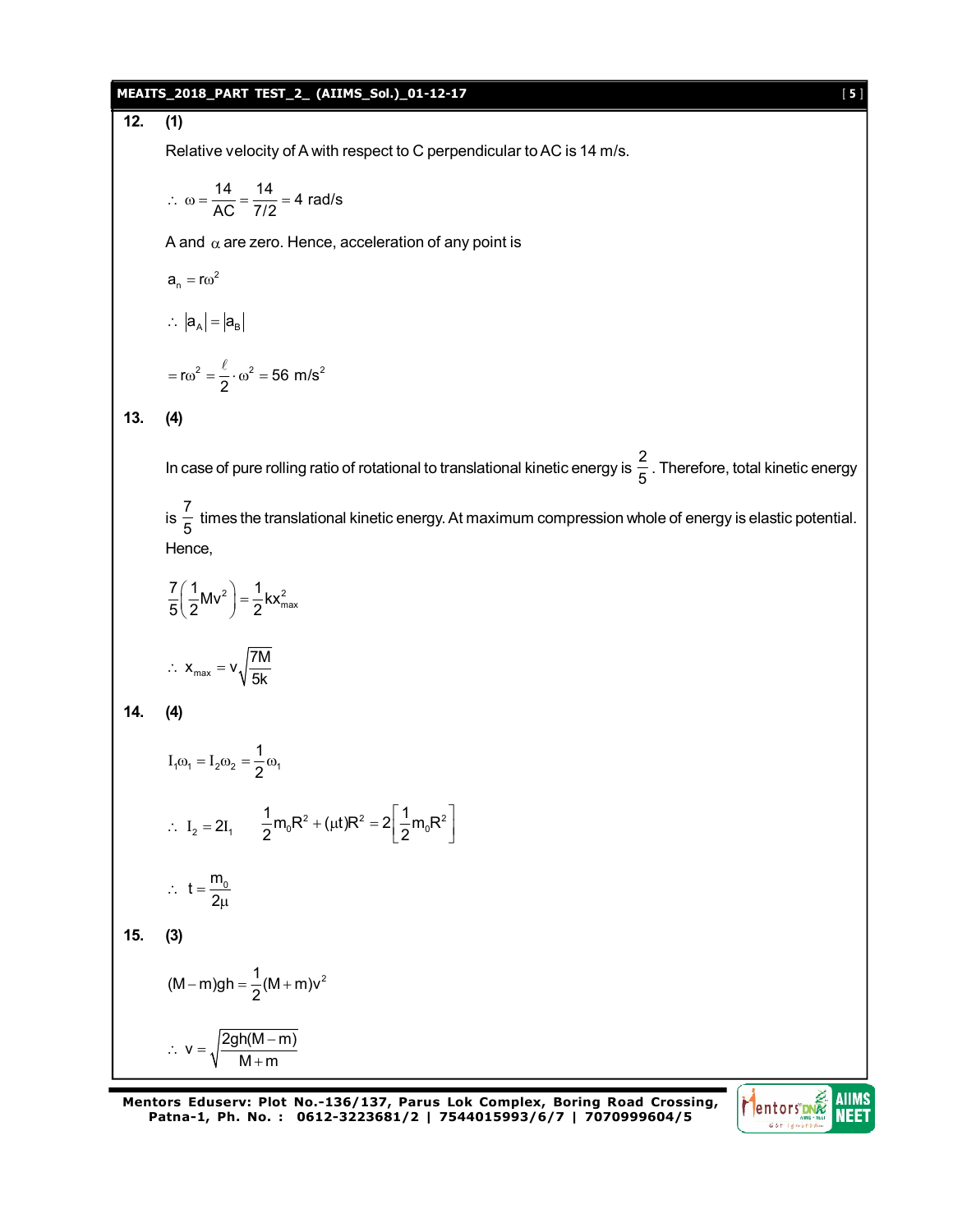**12. (1)**

Relative velocity of A with respect to C perpendicular to AC is 14 m/s.

$$\therefore \ \omega = \frac{14}{AC} = \frac{14}{7/2} = 4 \text{ rad/s}$$

A and $\alpha$ are zero. Hence, acceleration of any point is

$$a_n = r\omega^2$$

$$\therefore \ |a_A| = |a_B|$$

$$= r\omega^2 = \frac{\ell}{2} \cdot \omega^2 = 56 \text{ m/s}^2$$

**13. (4)**

In case of pure rolling ratio of rotational to translational kinetic energy is $\frac{2}{5}$. Therefore, total kinetic energy is $\frac{7}{5}$ times the translational kinetic energy. At maximum compression whole of energy is elastic potential. Hence,

$$\frac{7}{5}\left(\frac{1}{2}Mv^2\right) = \frac{1}{2}kx_{max}^2$$

$$\therefore \ x_{max} = v\sqrt{\frac{7M}{5k}}$$

**14. (4)**

$$I_1\omega_1 = I_2\omega_2 = \frac{1}{2}\omega_1$$

$$\therefore \ I_2 = 2I_1 \qquad \frac{1}{2}m_0R^2 + (\mu t)R^2 = 2\left[\frac{1}{2}m_0R^2\right]$$

$$\therefore \ t = \frac{m_0}{2\mu}$$

**15. (3)**

$$(M-m)gh = \frac{1}{2}(M+m)v^2$$

$$\therefore \ v = \sqrt{\frac{2gh(M-m)}{M+m}}$$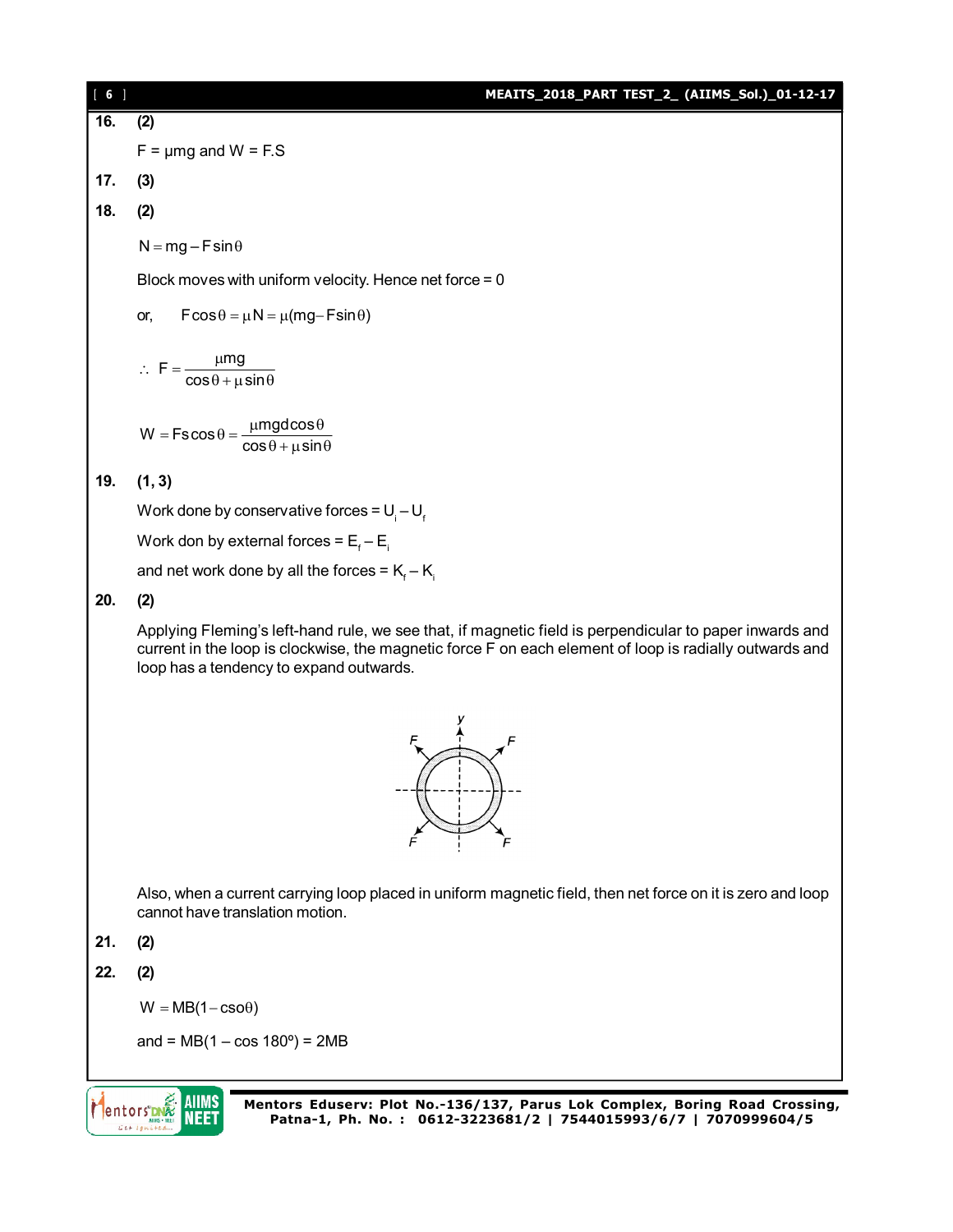**16.** **(2)**

$F = \mu mg$ and $W = F.S$

**17.** **(3)**

**18.** **(2)**

$N = mg - F\sin\theta$

Block moves with uniform velocity. Hence net force = 0

or, $\quad F\cos\theta = \mu N = \mu(mg - F\sin\theta)$

$$\therefore \; F = \frac{\mu mg}{\cos\theta + \mu\sin\theta}$$

$$W = Fs\cos\theta = \frac{\mu mgd\cos\theta}{\cos\theta + \mu\sin\theta}$$

**19.** **(1, 3)**

Work done by conservative forces = $U_i - U_f$

Work don by external forces = $E_f - E_i$

and net work done by all the forces = $K_f - K_i$

**20.** **(2)**

Applying Fleming's left-hand rule, we see that, if magnetic field is perpendicular to paper inwards and current in the loop is clockwise, the magnetic force F on each element of loop is radially outwards and loop has a tendency to expand outwards.

Also, when a current carrying loop placed in uniform magnetic field, then net force on it is zero and loop cannot have translation motion.

**21.** **(2)**

**22.** **(2)**

$W = MB(1 - \text{cso}\theta)$

and = $MB(1 - \cos 180^\circ) = 2MB$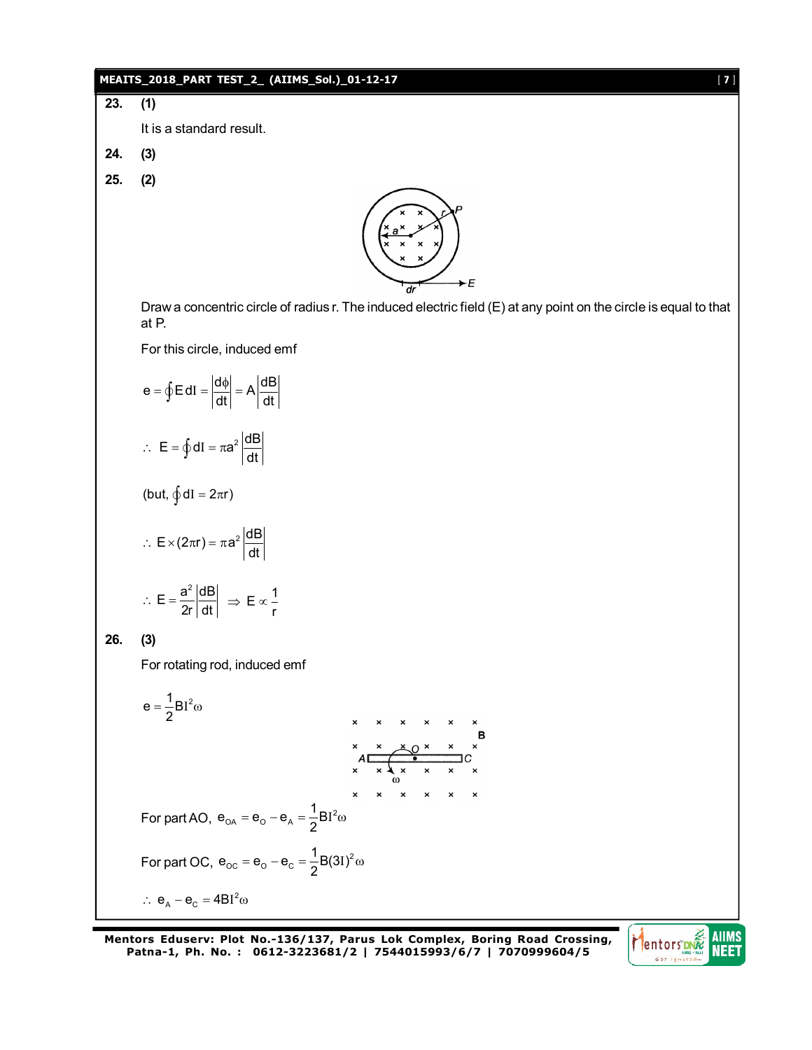**23. (1)**

It is a standard result.

**24. (3)**

**25. (2)**

Draw a concentric circle of radius r. The induced electric field (E) at any point on the circle is equal to that at P.

For this circle, induced emf

$$e = \oint E\,dl = \left|\frac{d\phi}{dt}\right| = A\left|\frac{dB}{dt}\right|$$

$$\therefore\ E = \oint dl = \pi a^2 \left|\frac{dB}{dt}\right|$$

$$(\text{but, } \oint dl = 2\pi r)$$

$$\therefore\ E \times (2\pi r) = \pi a^2 \left|\frac{dB}{dt}\right|$$

$$\therefore\ E = \frac{a^2}{2r}\left|\frac{dB}{dt}\right| \Rightarrow E \propto \frac{1}{r}$$

**26. (3)**

For rotating rod, induced emf

$$e = \frac{1}{2}Bl^2\omega$$

For part AO, $e_{OA} = e_O - e_A = \frac{1}{2}Bl^2\omega$

For part OC, $e_{OC} = e_O - e_C = \frac{1}{2}B(3l)^2\omega$

$$\therefore\ e_A - e_C = 4Bl^2\omega$$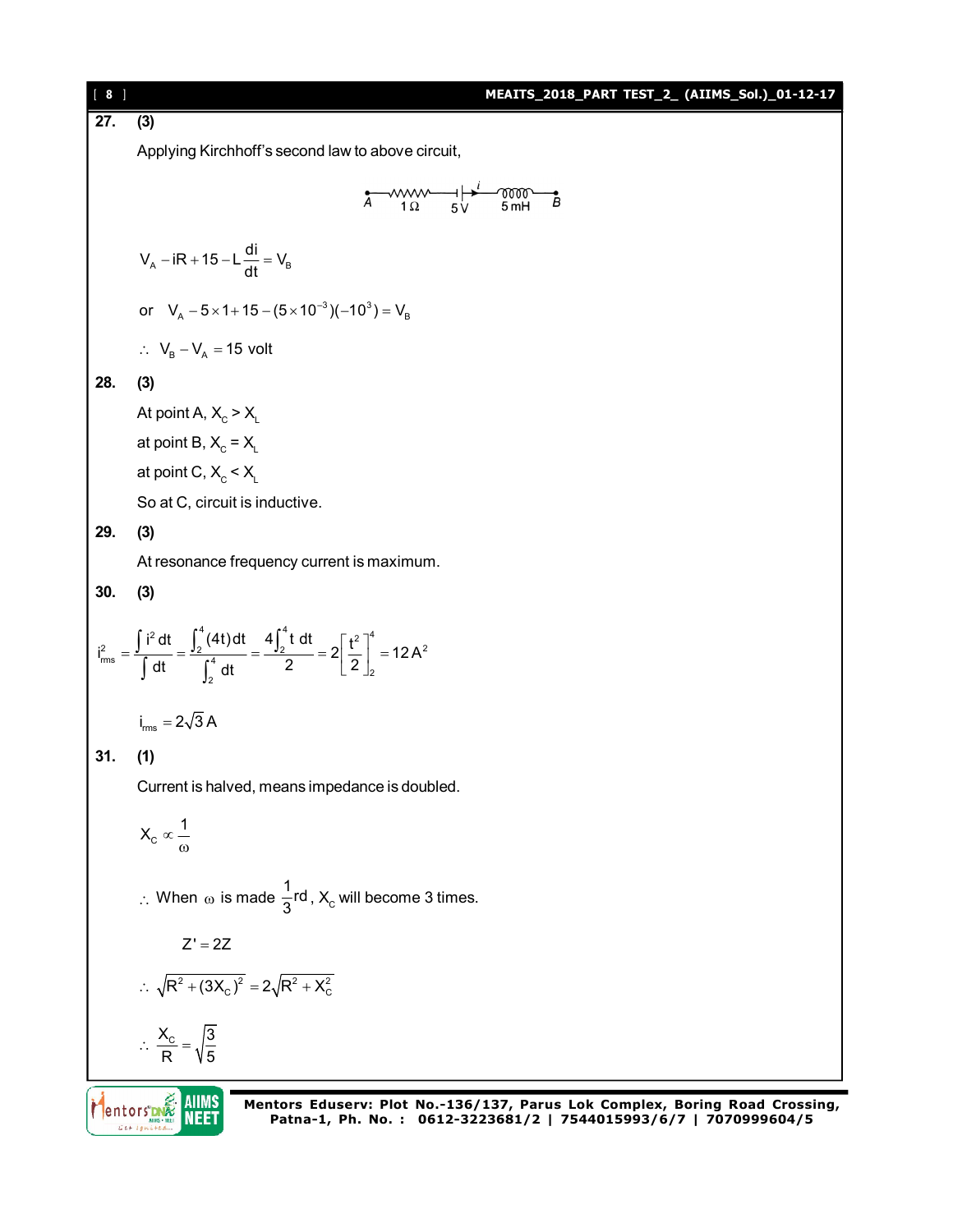**27.** **(3)**

Applying Kirchhoff's second law to above circuit,

A —1 Ω— 5 V — $i$ → — 5 mH — B

$$V_A - iR + 15 - L\frac{di}{dt} = V_B$$

or $\quad V_A - 5\times 1 + 15 - (5\times 10^{-3})(-10^{3}) = V_B$

$\therefore \; V_B - V_A = 15$ volt

**28.** **(3)**

At point A, $X_C > X_L$

at point B, $X_C = X_L$

at point C, $X_C < X_L$

So at C, circuit is inductive.

**29.** **(3)**

At resonance frequency current is maximum.

**30.** **(3)**

$$i_{rms}^2 = \frac{\int i^2\,dt}{\int dt} = \frac{\int_2^4 (4t)\,dt}{\int_2^4 dt} = \frac{4\int_2^4 t\,dt}{2} = 2\left[\frac{t^2}{2}\right]_2^4 = 12\,A^2$$

$i_{rms} = 2\sqrt{3}\,A$

**31.** **(1)**

Current is halved, means impedance is doubled.

$X_C \propto \dfrac{1}{\omega}$

$\therefore$ When $\omega$ is made $\dfrac{1}{3}$rd, $X_C$ will become 3 times.

$$Z' = 2Z$$

$\therefore \; \sqrt{R^2 + (3X_C)^2} = 2\sqrt{R^2 + X_C^2}$

$\therefore \; \dfrac{X_C}{R} = \sqrt{\dfrac{3}{5}}$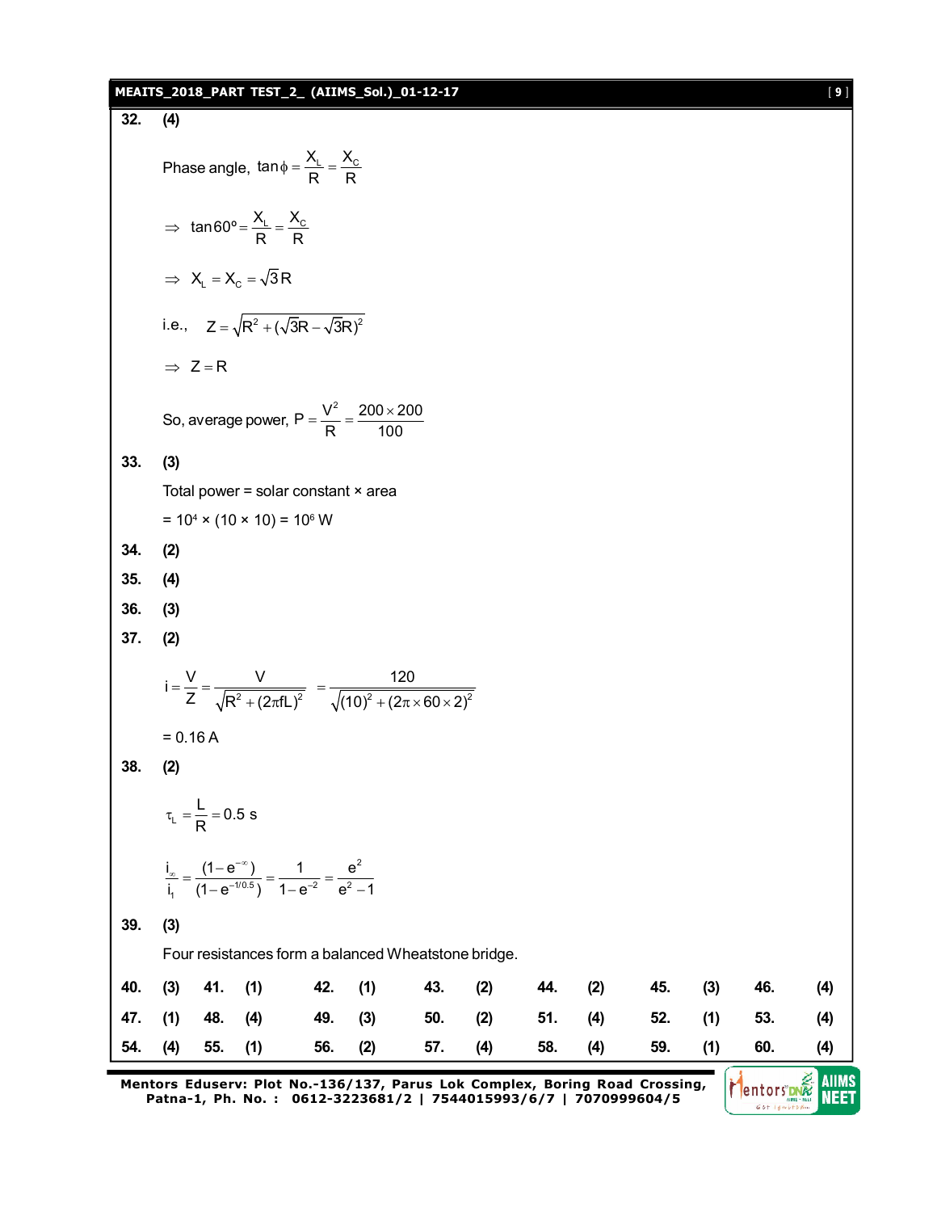**32. (4)**

Phase angle, $\tan\phi = \frac{X_L}{R} = \frac{X_C}{R}$

$\Rightarrow \tan 60^\circ = \frac{X_L}{R} = \frac{X_C}{R}$

$\Rightarrow X_L = X_C = \sqrt{3}R$

i.e., $Z = \sqrt{R^2 + (\sqrt{3}R - \sqrt{3}R)^2}$

$\Rightarrow Z = R$

So, average power, $P = \frac{V^2}{R} = \frac{200 \times 200}{100}$

**33. (3)**

Total power = solar constant × area

$= 10^4 \times (10 \times 10) = 10^6$ W

**34. (2)**

**35. (4)**

**36. (3)**

**37. (2)**

$i = \frac{V}{Z} = \frac{V}{\sqrt{R^2 + (2\pi fL)^2}} = \frac{120}{\sqrt{(10)^2 + (2\pi \times 60 \times 2)^2}}$

= 0.16 A

**38. (2)**

$\tau_L = \frac{L}{R} = 0.5$ s

$\frac{i_\infty}{i_1} = \frac{(1-e^{-\infty})}{(1-e^{-1/0.5})} = \frac{1}{1-e^{-2}} = \frac{e^2}{e^2 - 1}$

**39. (3)**

Four resistances form a balanced Wheatstone bridge.

| | | | | | | | | | | | | | |
|---|---|---|---|---|---|---|---|---|---|---|---|---|---|
| **40.** | **(3)** | **41.** | **(1)** | **42.** | **(1)** | **43.** | **(2)** | **44.** | **(2)** | **45.** | **(3)** | **46.** | **(4)** |
| **47.** | **(1)** | **48.** | **(4)** | **49.** | **(3)** | **50.** | **(2)** | **51.** | **(4)** | **52.** | **(1)** | **53.** | **(4)** |
| **54.** | **(4)** | **55.** | **(1)** | **56.** | **(2)** | **57.** | **(4)** | **58.** | **(4)** | **59.** | **(1)** | **60.** | **(4)** |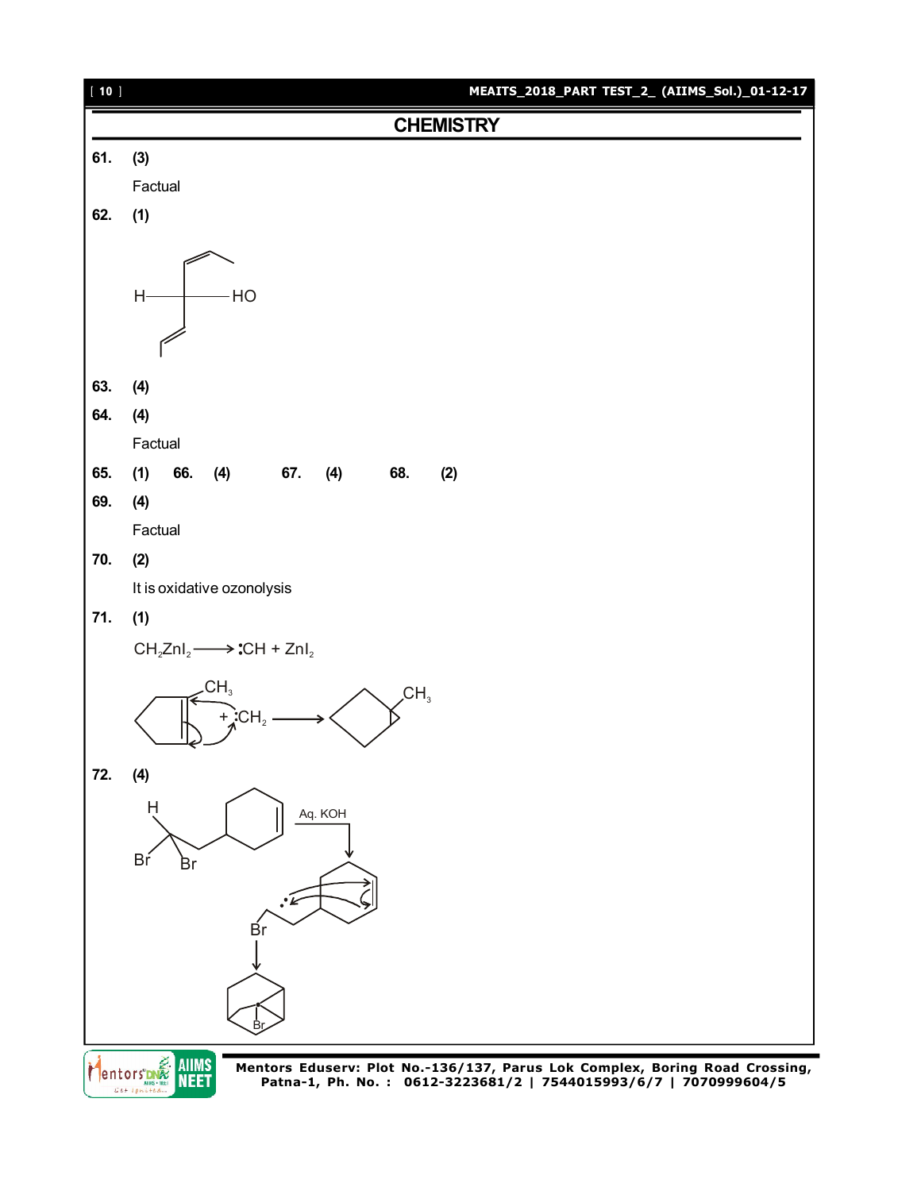## CHEMISTRY

**61.** **(3)**

Factual

**62.** **(1)**

**63.** **(4)**

**64.** **(4)**

Factual

**65.** **(1)** **66.** **(4)** **67.** **(4)** **68.** **(2)**

**69.** **(4)**

Factual

**70.** **(2)**

It is oxidative ozonolysis

**71.** **(1)**

$CH_2ZnI_2 \longrightarrow :CH + ZnI_2$

**72.** **(4)**

Aq. KOH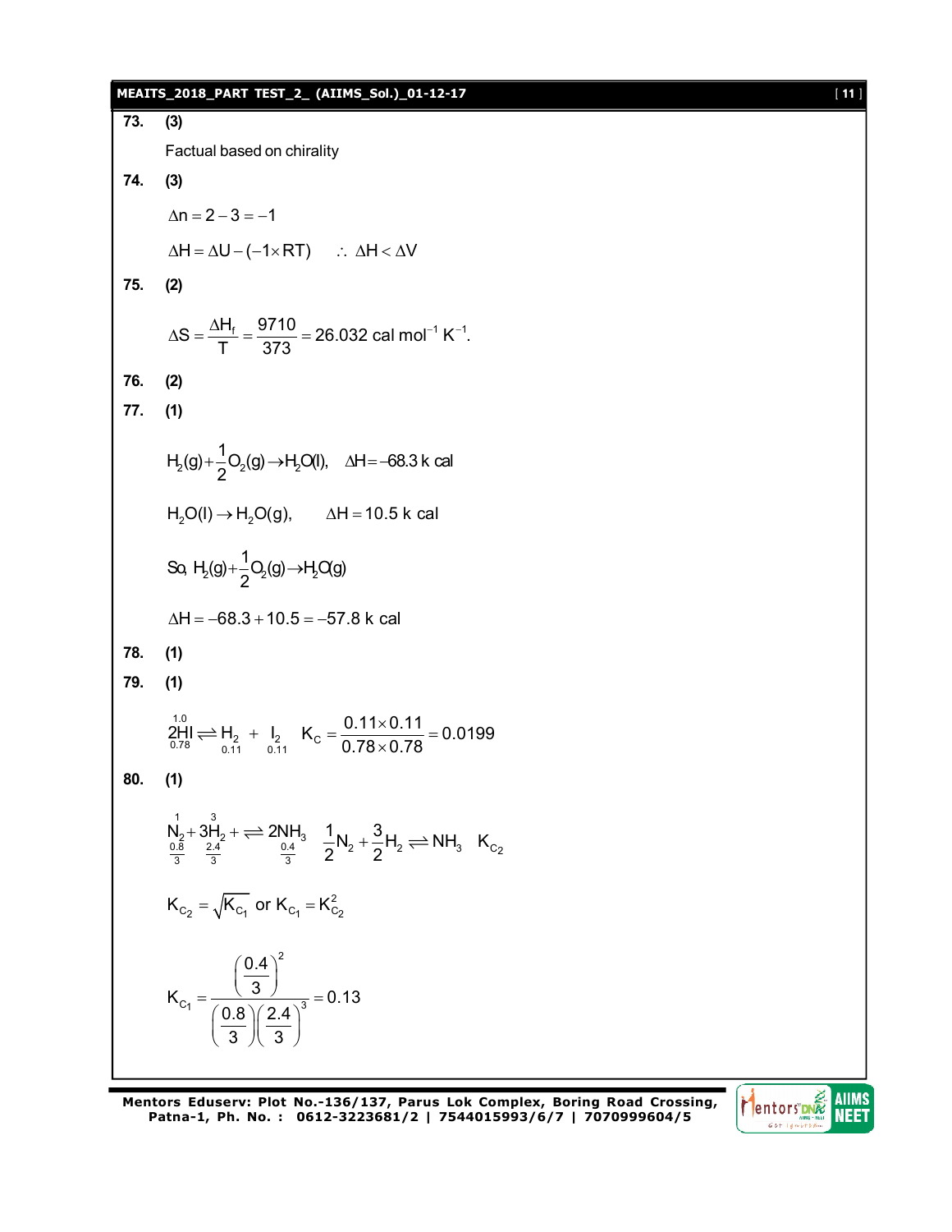**73. (3)**

Factual based on chirality

**74. (3)**

$$\Delta n = 2 - 3 = -1$$

$$\Delta H = \Delta U - (-1 \times RT) \quad \therefore \; \Delta H < \Delta V$$

**75. (2)**

$$\Delta S = \frac{\Delta H_f}{T} = \frac{9710}{373} = 26.032 \text{ cal mol}^{-1}\text{ K}^{-1}.$$

**76. (2)**

**77. (1)**

$$H_2(g) + \frac{1}{2}O_2(g) \rightarrow H_2O(l), \quad \Delta H = -68.3 \text{ k cal}$$

$$H_2O(l) \rightarrow H_2O(g), \qquad \Delta H = 10.5 \text{ k cal}$$

$$\text{So, } H_2(g) + \frac{1}{2}O_2(g) \rightarrow H_2O(g)$$

$$\Delta H = -68.3 + 10.5 = -57.8 \text{ k cal}$$

**78. (1)**

**79. (1)**

$$\underset{0.78}{\overset{1.0}{2HI}} \rightleftharpoons \underset{0.11}{H_2} + \underset{0.11}{I_2} \quad K_C = \frac{0.11 \times 0.11}{0.78 \times 0.78} = 0.0199$$

**80. (1)**

$$\underset{\frac{0.8}{3}}{\overset{1}{N_2}} + \underset{\frac{2.4}{3}}{\overset{3}{3H_2}} + \rightleftharpoons \underset{\frac{0.4}{3}}{2NH_3} \quad \frac{1}{2}N_2 + \frac{3}{2}H_2 \rightleftharpoons NH_3 \quad K_{C_2}$$

$$K_{C_2} = \sqrt{K_{C_1}} \text{ or } K_{C_1} = K_{C_2}^2$$

$$K_{C_1} = \frac{\left(\frac{0.4}{3}\right)^2}{\left(\frac{0.8}{3}\right)\left(\frac{2.4}{3}\right)^3} = 0.13$$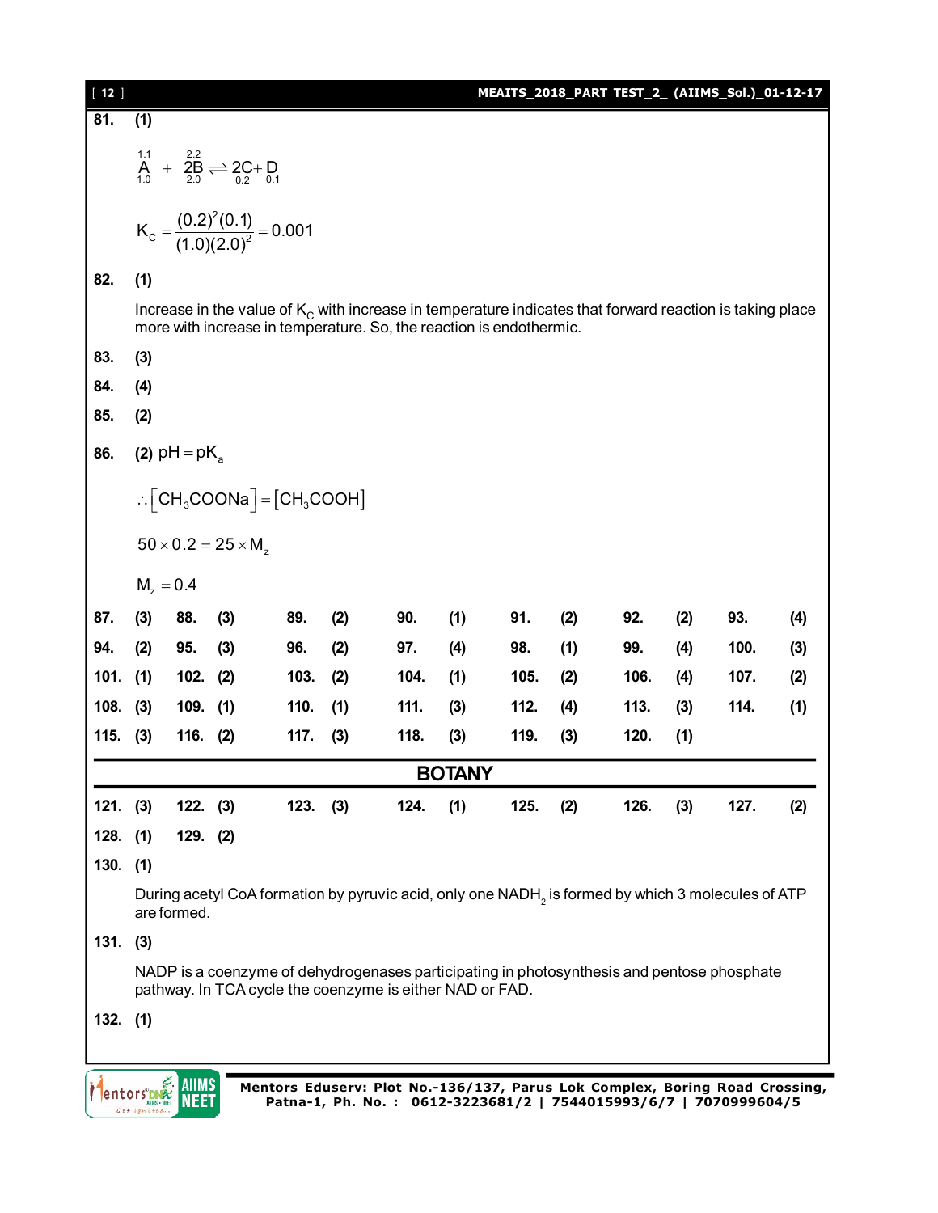**81. (1)**

$$\underset{1.0}{\overset{1.1}{A}} + \underset{2.0}{\overset{2.2}{2B}} \rightleftharpoons \underset{0.2}{2C} + \underset{0.1}{D}$$

$$K_C = \frac{(0.2)^2(0.1)}{(1.0)(2.0)^2} = 0.001$$

**82. (1)**

Increase in the value of $K_C$ with increase in temperature indicates that forward reaction is taking place more with increase in temperature. So, the reaction is endothermic.

**83. (3)**

**84. (4)**

**85. (2)**

**86. (2)** $pH = pK_a$

$$\therefore [CH_3COONa] = [CH_3COOH]$$

$$50 \times 0.2 = 25 \times M_z$$

$$M_z = 0.4$$

| | | | | | | | | | | | | | |
|---|---|---|---|---|---|---|---|---|---|---|---|---|---|
| **87.** | **(3)** | **88.** | **(3)** | **89.** | **(2)** | **90.** | **(1)** | **91.** | **(2)** | **92.** | **(2)** | **93.** | **(4)** |
| **94.** | **(2)** | **95.** | **(3)** | **96.** | **(2)** | **97.** | **(4)** | **98.** | **(1)** | **99.** | **(4)** | **100.** | **(3)** |
| **101.** | **(1)** | **102.** | **(2)** | **103.** | **(2)** | **104.** | **(1)** | **105.** | **(2)** | **106.** | **(4)** | **107.** | **(2)** |
| **108.** | **(3)** | **109.** | **(1)** | **110.** | **(1)** | **111.** | **(3)** | **112.** | **(4)** | **113.** | **(3)** | **114.** | **(1)** |
| **115.** | **(3)** | **116.** | **(2)** | **117.** | **(3)** | **118.** | **(3)** | **119.** | **(3)** | **120.** | **(1)** | | |

## BOTANY

| | | | | | | | | | | | | | |
|---|---|---|---|---|---|---|---|---|---|---|---|---|---|
| **121.** | **(3)** | **122.** | **(3)** | **123.** | **(3)** | **124.** | **(1)** | **125.** | **(2)** | **126.** | **(3)** | **127.** | **(2)** |
| **128.** | **(1)** | **129.** | **(2)** | | | | | | | | | | |

**130. (1)**

During acetyl CoA formation by pyruvic acid, only one $NADH_2$ is formed by which 3 molecules of ATP are formed.

**131. (3)**

NADP is a coenzyme of dehydrogenases participating in photosynthesis and pentose phosphate pathway. In TCA cycle the coenzyme is either NAD or FAD.

**132. (1)**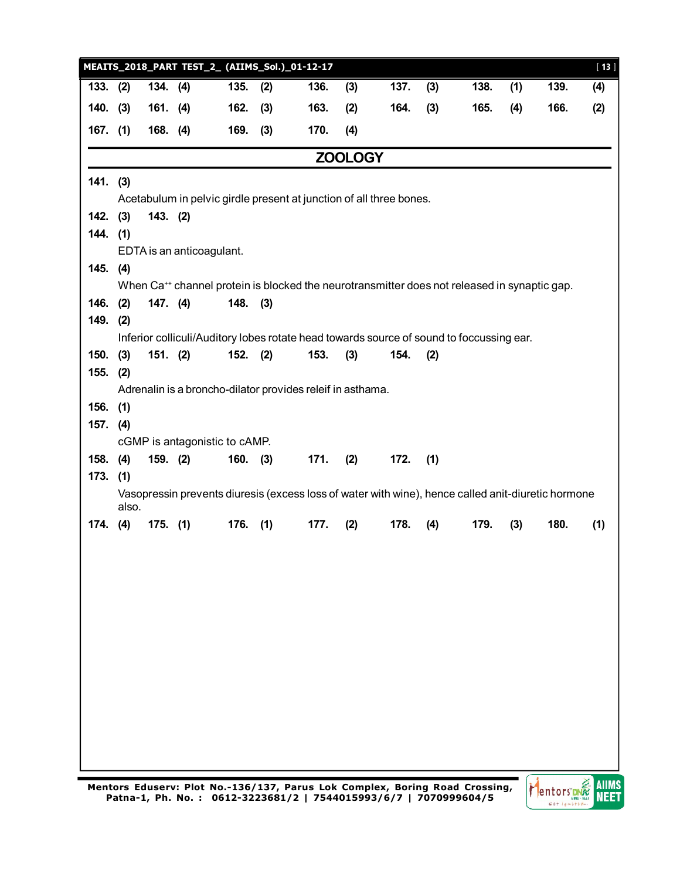| | | | | | | | | | | | | | |
|---|---|---|---|---|---|---|---|---|---|---|---|---|---|
| 133. | (2) | 134. | (4) | 135. | (2) | 136. | (3) | 137. | (3) | 138. | (1) | 139. | (4) |
| 140. | (3) | 161. | (4) | 162. | (3) | 163. | (2) | 164. | (3) | 165. | (4) | 166. | (2) |
| 167. | (1) | 168. | (4) | 169. | (3) | 170. | (4) | | | | | | |

## ZOOLOGY

**141. (3)**

Acetabulum in pelvic girdle present at junction of all three bones.

**142. (3) 143. (2)**

**144. (1)**

EDTA is an anticoagulant.

**145. (4)**

When $Ca^{++}$ channel protein is blocked the neurotransmitter does not released in synaptic gap.

**146. (2) 147. (4) 148. (3)**

**149. (2)**

Inferior colliculi/Auditory lobes rotate head towards source of sound to foccussing ear.

**150. (3) 151. (2) 152. (2) 153. (3) 154. (2)**

**155. (2)**

Adrenalin is a broncho-dilator provides releif in asthama.

**156. (1)**

**157. (4)**

cGMP is antagonistic to cAMP.

**158. (4) 159. (2) 160. (3) 171. (2) 172. (1)**

**173. (1)**

Vasopressin prevents diuresis (excess loss of water with wine), hence called anit-diuretic hormone also.

**174. (4) 175. (1) 176. (1) 177. (2) 178. (4) 179. (3) 180. (1)**